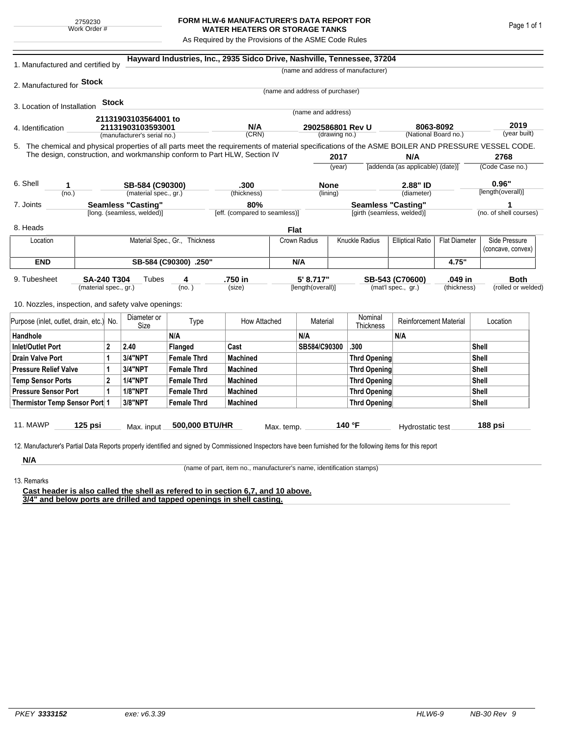2759230
Work Order #

# FORM HLW-6 MANUFACTURER'S DATA REPORT FOR WATER HEATERS OR STORAGE TANKS

As Required by the Provisions of the ASME Code Rules

1. Manufactured and certified by **Hayward Industries, Inc., 2935 Sidco Drive, Nashville, Tennessee, 37204**
(name and address of manufacturer)

2. Manufactured for **Stock**
(name and address of purchaser)

3. Location of Installation **Stock**
(name and address)

4. Identification **21131903103564001 to 21131903103593001** (manufacturer's serial no.) | **N/A** (CRN) | **2902586801 Rev U** (drawing no.) | **8063-8092** (National Board no.) | **2019** (year built)

5. The chemical and physical properties of all parts meet the requirements of material specifications of the ASME BOILER AND PRESSURE VESSEL CODE. The design, construction, and workmanship conform to Part HLW, Section IV **2017** (year) | **N/A** [addenda (as applicable) (date)] | **2768** (Code Case no.)

6. Shell **1** (no.) | **SB-584 (C90300)** (material spec., gr.) | **.300** (thickness) | **None** (lining) | **2.88" ID** (diameter) | **0.96"** [length(overall)]

7. Joints **Seamless "Casting"** [long. (seamless, welded)] | **80%** [eff. (compared to seamless)] | **Seamless "Casting"** [girth (seamless, welded)] | **1** (no. of shell courses)

8. Heads **Flat**

| Location | Material Spec., Gr., Thickness | Crown Radius | Knuckle Radius | Elliptical Ratio | Flat Diameter | Side Pressure (concave, convex) |
|---|---|---|---|---|---|---|
| **END** | **SB-584 (C90300) .250"** | **N/A** | | | **4.75"** | |

9. Tubesheet **SA-240 T304** (material spec., gr.) Tubes **4** (no.) | **.750 in** (size) | **5' 8.717"** [length(overall)] | **SB-543 (C70600)** (mat'l spec., gr.) | **.049 in** (thickness) | **Both** (rolled or welded)

10. Nozzles, inspection, and safety valve openings:

| Purpose (inlet, outlet, drain, etc.) | No. | Diameter or Size | Type | How Attached | Material | Nominal Thickness | Reinforcement Material | Location |
|---|---|---|---|---|---|---|---|---|
| **Handhole** | | | **N/A** | | **N/A** | | **N/A** | |
| **Inlet/Outlet Port** | **2** | **2.40** | **Flanged** | **Cast** | **SB584/C90300** | **.300** | | **Shell** |
| **Drain Valve Port** | **1** | **3/4"NPT** | **Female Thrd** | **Machined** | | **Thrd Opening** | | **Shell** |
| **Pressure Relief Valve** | **1** | **3/4"NPT** | **Female Thrd** | **Machined** | | **Thrd Opening** | | **Shell** |
| **Temp Sensor Ports** | **2** | **1/4"NPT** | **Female Thrd** | **Machined** | | **Thrd Opening** | | **Shell** |
| **Pressure Sensor Port** | **1** | **1/8"NPT** | **Female Thrd** | **Machined** | | **Thrd Opening** | | **Shell** |
| **Thermistor Temp Sensor Port** | **1** | **3/8"NPT** | **Female Thrd** | **Machined** | | **Thrd Opening** | | **Shell** |

11. MAWP **125 psi** Max. input **500,000 BTU/HR** Max. temp. **140 °F** Hydrostatic test **188 psi**

12. Manufacturer's Partial Data Reports properly identified and signed by Commissioned Inspectors have been furnished for the following items for this report

**N/A**
(name of part, item no., manufacturer's name, identification stamps)

13. Remarks

**Cast header is also called the shell as refered to in section 6,7, and 10 above.**
**3/4" and below ports are drilled and tapped openings in shell casting.**

*PKEY* ***3333152*** *exe: v6.3.39* *HLW6-9* *NB-30 Rev 9*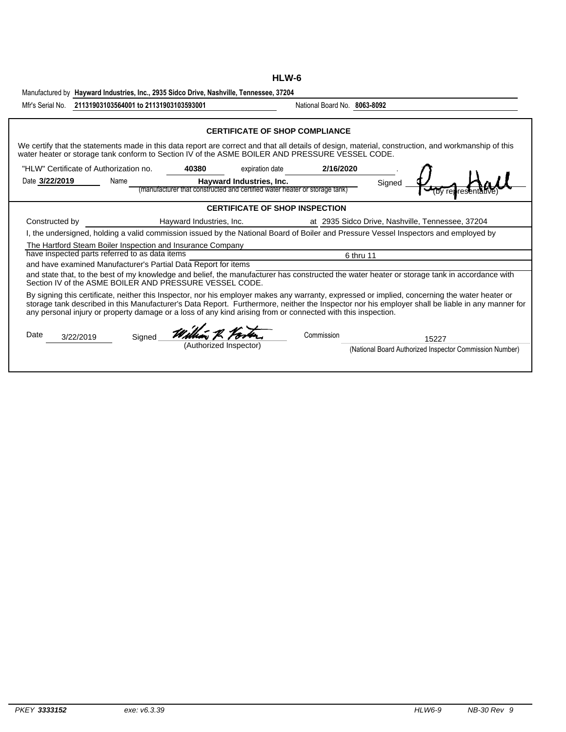# HLW-6

Manufactured by **Hayward Industries, Inc., 2935 Sidco Drive, Nashville, Tennessee, 37204**

Mfr's Serial No. **21131903103564001 to 21131903103593001** National Board No. **8063-8092**

## CERTIFICATE OF SHOP COMPLIANCE

We certify that the statements made in this data report are correct and that all details of design, material, construction, and workmanship of this water heater or storage tank conform to Section IV of the ASME BOILER AND PRESSURE VESSEL CODE.

"HLW" Certificate of Authorization no. **40380** expiration date **2/16/2020**.

Date **3/22/2019** Name **Hayward Industries, Inc.** (manufacturer that constructed and certified water heater or storage tank) Signed (by representative)

## CERTIFICATE OF SHOP INSPECTION

Constructed by Hayward Industries, Inc. at 2935 Sidco Drive, Nashville, Tennessee, 37204

I, the undersigned, holding a valid commission issued by the National Board of Boiler and Pressure Vessel Inspectors and employed by The Hartford Steam Boiler Inspection and Insurance Company

have inspected parts referred to as data items 6 thru 11

and have examined Manufacturer's Partial Data Report for items

and state that, to the best of my knowledge and belief, the manufacturer has constructed the water heater or storage tank in accordance with Section IV of the ASME BOILER AND PRESSURE VESSEL CODE.

By signing this certificate, neither this Inspector, nor his employer makes any warranty, expressed or implied, concerning the water heater or storage tank described in this Manufacturer's Data Report. Furthermore, neither the Inspector nor his employer shall be liable in any manner for any personal injury or property damage or a loss of any kind arising from or connected with this inspection.

Date 3/22/2019 Signed (Authorized Inspector) Commission 15227 (National Board Authorized Inspector Commission Number)

*PKEY* ***3333152*** *exe: v6.3.39* *HLW6-9* *NB-30 Rev 9*